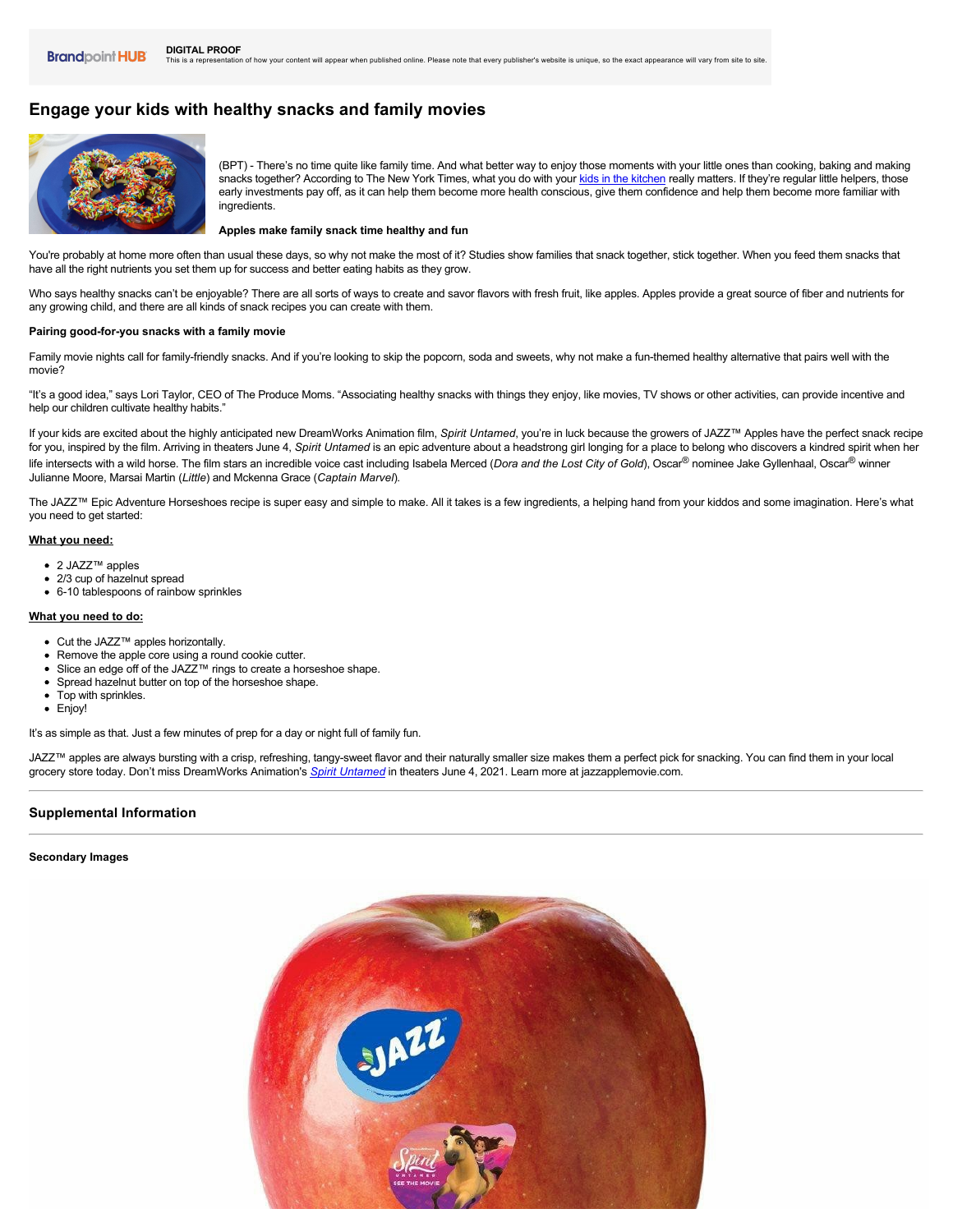**DIGITAL PROOF**
This is a representation of how your content will appear when published online. Please note that every publisher's website is unique, so the exact appearance will vary from site to site.

# Engage your kids with healthy snacks and family movies

(BPT) - There's no time quite like family time. And what better way to enjoy those moments with your little ones than cooking, baking and making snacks together? According to The New York Times, what you do with your kids in the kitchen really matters. If they're regular little helpers, those early investments pay off, as it can help them become more health conscious, give them confidence and help them become more familiar with ingredients.

**Apples make family snack time healthy and fun**

You're probably at home more often than usual these days, so why not make the most of it? Studies show families that snack together, stick together. When you feed them snacks that have all the right nutrients you set them up for success and better eating habits as they grow.

Who says healthy snacks can't be enjoyable? There are all sorts of ways to create and savor flavors with fresh fruit, like apples. Apples provide a great source of fiber and nutrients for any growing child, and there are all kinds of snack recipes you can create with them.

**Pairing good-for-you snacks with a family movie**

Family movie nights call for family-friendly snacks. And if you're looking to skip the popcorn, soda and sweets, why not make a fun-themed healthy alternative that pairs well with the movie?

"It's a good idea," says Lori Taylor, CEO of The Produce Moms. "Associating healthy snacks with things they enjoy, like movies, TV shows or other activities, can provide incentive and help our children cultivate healthy habits."

If your kids are excited about the highly anticipated new DreamWorks Animation film, *Spirit Untamed*, you're in luck because the growers of JAZZ™ Apples have the perfect snack recipe for you, inspired by the film. Arriving in theaters June 4, *Spirit Untamed* is an epic adventure about a headstrong girl longing for a place to belong who discovers a kindred spirit when her life intersects with a wild horse. The film stars an incredible voice cast including Isabela Merced (*Dora and the Lost City of Gold*), Oscar® nominee Jake Gyllenhaal, Oscar® winner Julianne Moore, Marsai Martin (*Little*) and Mckenna Grace (*Captain Marvel*).

The JAZZ™ Epic Adventure Horseshoes recipe is super easy and simple to make. All it takes is a few ingredients, a helping hand from your kiddos and some imagination. Here's what you need to get started:

**What you need:**

- 2 JAZZ™ apples
- 2/3 cup of hazelnut spread
- 6-10 tablespoons of rainbow sprinkles

**What you need to do:**

- Cut the JAZZ™ apples horizontally.
- Remove the apple core using a round cookie cutter.
- Slice an edge off of the JAZZ™ rings to create a horseshoe shape.
- Spread hazelnut butter on top of the horseshoe shape.
- Top with sprinkles.
- Enjoy!

It's as simple as that. Just a few minutes of prep for a day or night full of family fun.

JAZZ™ apples are always bursting with a crisp, refreshing, tangy-sweet flavor and their naturally smaller size makes them a perfect pick for snacking. You can find them in your local grocery store today. Don't miss DreamWorks Animation's *Spirit Untamed* in theaters June 4, 2021. Learn more at jazzapplemovie.com.

---

## Supplemental Information

---

**Secondary Images**